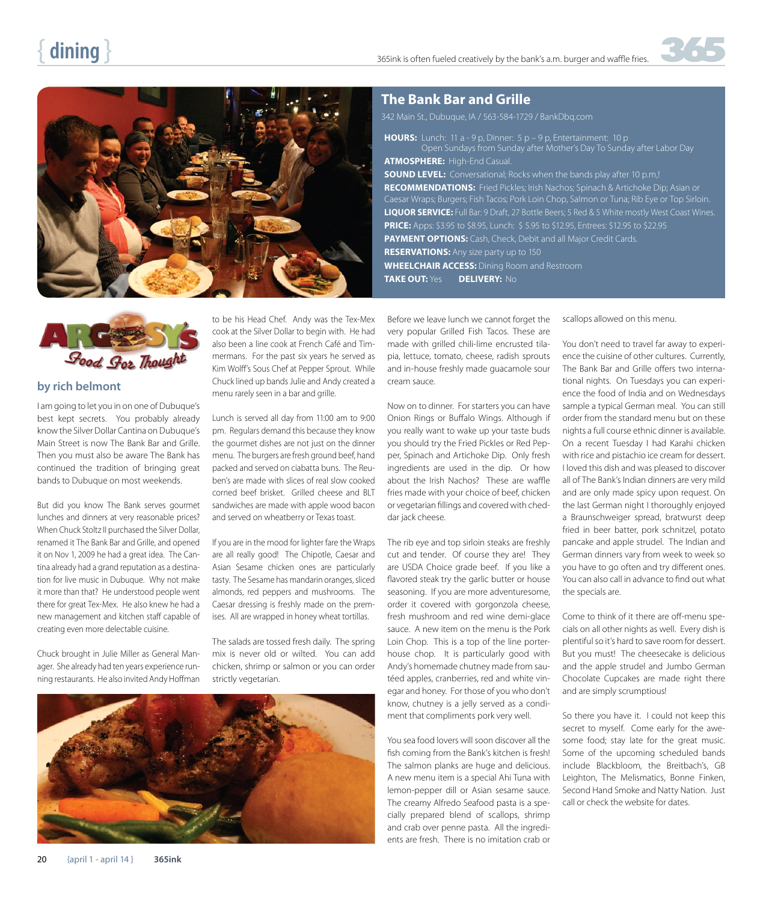## The Bank Bar and Grille

342 Main St., Dubuque, IA / 563-584-1729 / BankDbq.com

**HOURS:** Lunch: 11 a - 9 p, Dinner: 5 p – 9 p, Entertainment: 10 p
Open Sundays from Sunday after Mother's Day To Sunday after Labor Day
**ATMOSPHERE:** High-End Casual.
**SOUND LEVEL:** Conversational; Rocks when the bands play after 10 p.m,!
**RECOMMENDATIONS:** Fried Pickles; Irish Nachos; Spinach & Artichoke Dip; Asian or Caesar Wraps; Burgers; Fish Tacos; Pork Loin Chop, Salmon or Tuna; Rib Eye or Top Sirloin.
**LIQUOR SERVICE:** Full Bar: 9 Draft, 27 Bottle Beers; 5 Red & 5 White mostly West Coast Wines.
**PRICE:** Apps: $3.95 to $8.95, Lunch: $ 5.95 to $12.95, Entrees: $12.95 to $22.95
**PAYMENT OPTIONS:** Cash, Check, Debit and all Major Credit Cards.
**RESERVATIONS:** Any size party up to 150
**WHEELCHAIR ACCESS:** Dining Room and Restroom
**TAKE OUT:** Yes **DELIVERY:** No

Argosy's Food For Thought

### by rich belmont

I am going to let you in on one of Dubuque's best kept secrets. You probably already know the Silver Dollar Cantina on Dubuque's Main Street is now The Bank Bar and Grille. Then you must also be aware The Bank has continued the tradition of bringing great bands to Dubuque on most weekends.

But did you know The Bank serves gourmet lunches and dinners at very reasonable prices? When Chuck Stoltz II purchased the Silver Dollar, renamed it The Bank Bar and Grille, and opened it on Nov 1, 2009 he had a great idea. The Cantina already had a grand reputation as a destination for live music in Dubuque. Why not make it more than that? He understood people went there for great Tex-Mex. He also knew he had a new management and kitchen staff capable of creating even more delectable cuisine.

Chuck brought in Julie Miller as General Manager. She already had ten years experience running restaurants. He also invited Andy Hoffman to be his Head Chef. Andy was the Tex-Mex cook at the Silver Dollar to begin with. He had also been a line cook at French Café and Timmermans. For the past six years he served as Kim Wolff's Sous Chef at Pepper Sprout. While Chuck lined up bands Julie and Andy created a menu rarely seen in a bar and grille.

Lunch is served all day from 11:00 am to 9:00 pm. Regulars demand this because they know the gourmet dishes are not just on the dinner menu. The burgers are fresh ground beef, hand packed and served on ciabatta buns. The Reuben's are made with slices of real slow cooked corned beef brisket. Grilled cheese and BLT sandwiches are made with apple wood bacon and served on wheatberry or Texas toast.

If you are in the mood for lighter fare the Wraps are all really good! The Chipotle, Caesar and Asian Sesame chicken ones are particularly tasty. The Sesame has mandarin oranges, sliced almonds, red peppers and mushrooms. The Caesar dressing is freshly made on the premises. All are wrapped in honey wheat tortillas.

The salads are tossed fresh daily. The spring mix is never old or wilted. You can add chicken, shrimp or salmon or you can order strictly vegetarian.

Before we leave lunch we cannot forget the very popular Grilled Fish Tacos. These are made with grilled chili-lime encrusted tilapia, lettuce, tomato, cheese, radish sprouts and in-house freshly made guacamole sour cream sauce.

Now on to dinner. For starters you can have Onion Rings or Buffalo Wings. Although if you really want to wake up your taste buds you should try the Fried Pickles or Red Pepper, Spinach and Artichoke Dip. Only fresh ingredients are used in the dip. Or how about the Irish Nachos? These are waffle fries made with your choice of beef, chicken or vegetarian fillings and covered with cheddar jack cheese.

The rib eye and top sirloin steaks are freshly cut and tender. Of course they are! They are USDA Choice grade beef. If you like a flavored steak try the garlic butter or house seasoning. If you are more adventuresome, order it covered with gorgonzola cheese, fresh mushroom and red wine demi-glace sauce. A new item on the menu is the Pork Loin Chop. This is a top of the line porterhouse chop. It is particularly good with Andy's homemade chutney made from sautéed apples, cranberries, red and white vinegar and honey. For those of you who don't know, chutney is a jelly served as a condiment that compliments pork very well.

You sea food lovers will soon discover all the fish coming from the Bank's kitchen is fresh! The salmon planks are huge and delicious. A new menu item is a special Ahi Tuna with lemon-pepper dill or Asian sesame sauce. The creamy Alfredo Seafood pasta is a specially prepared blend of scallops, shrimp and crab over penne pasta. All the ingredients are fresh. There is no imitation crab or scallops allowed on this menu.

You don't need to travel far away to experience the cuisine of other cultures. Currently, The Bank Bar and Grille offers two international nights. On Tuesdays you can experience the food of India and on Wednesdays sample a typical German meal. You can still order from the standard menu but on these nights a full course ethnic dinner is available. On a recent Tuesday I had Karahi chicken with rice and pistachio ice cream for dessert. I loved this dish and was pleased to discover all of The Bank's Indian dinners are very mild and are only made spicy upon request. On the last German night I thoroughly enjoyed a Braunschweiger spread, bratwurst deep fried in beer batter, pork schnitzel, potato pancake and apple strudel. The Indian and German dinners vary from week to week so you have to go often and try different ones. You can also call in advance to find out what the specials are.

Come to think of it there are off-menu specials on all other nights as well. Every dish is plentiful so it's hard to save room for dessert. But you must! The cheesecake is delicious and the apple strudel and Jumbo German Chocolate Cupcakes are made right there and are simply scrumptious!

So there you have it. I could not keep this secret to myself. Come early for the awesome food; stay late for the great music. Some of the upcoming scheduled bands include Blackbloom, the Breitbach's, GB Leighton, The Melismatics, Bonne Finken, Second Hand Smoke and Natty Nation. Just call or check the website for dates.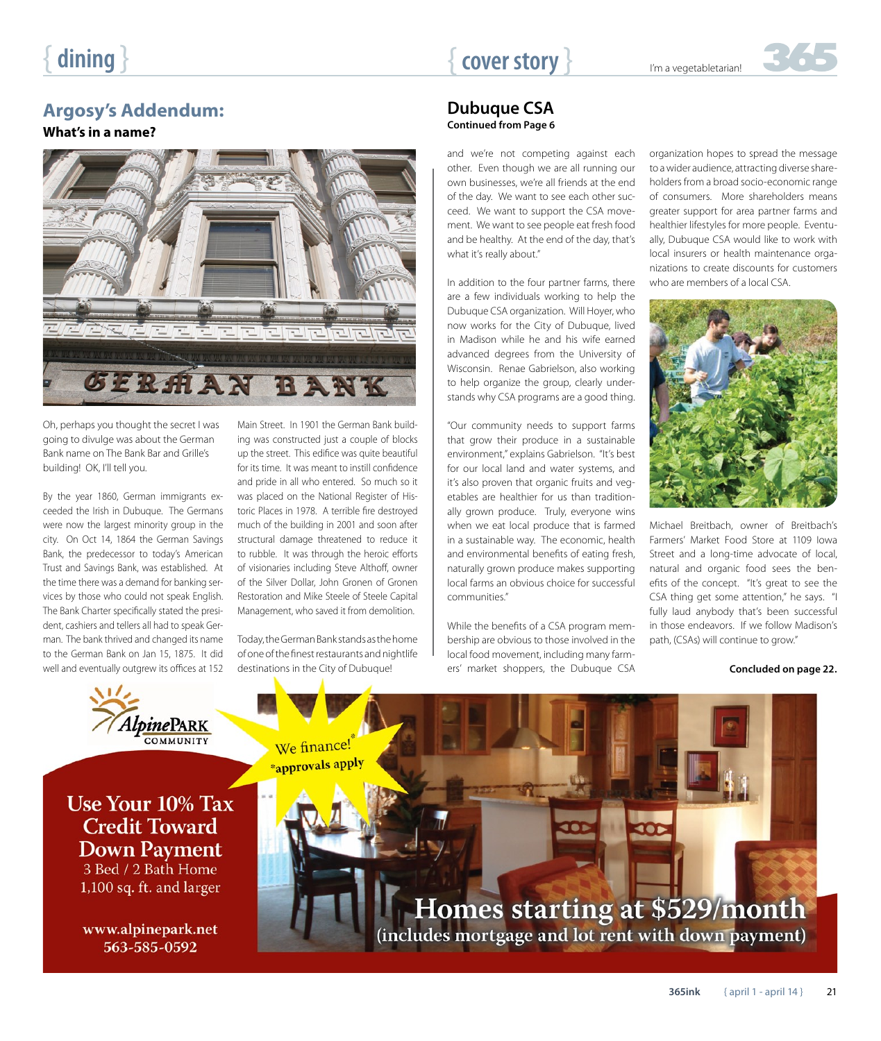## Argosy's Addendum:

### What's in a name?

Oh, perhaps you thought the secret I was going to divulge was about the German Bank name on The Bank Bar and Grille's building! OK, I'll tell you.

By the year 1860, German immigrants exceeded the Irish in Dubuque. The Germans were now the largest minority group in the city. On Oct 14, 1864 the German Savings Bank, the predecessor to today's American Trust and Savings Bank, was established. At the time there was a demand for banking services by those who could not speak English. The Bank Charter specifically stated the president, cashiers and tellers all had to speak German. The bank thrived and changed its name to the German Bank on Jan 15, 1875. It did well and eventually outgrew its offices at 152 Main Street. In 1901 the German Bank building was constructed just a couple of blocks up the street. This edifice was quite beautiful for its time. It was meant to instill confidence and pride in all who entered. So much so it was placed on the National Register of Historic Places in 1978. A terrible fire destroyed much of the building in 2001 and soon after structural damage threatened to reduce it to rubble. It was through the heroic efforts of visionaries including Steve Althoff, owner of the Silver Dollar, John Gronen of Gronen Restoration and Mike Steele of Steele Capital Management, who saved it from demolition.

Today, the German Bank stands as the home of one of the finest restaurants and nightlife destinations in the City of Dubuque!

## Dubuque CSA

**Continued from Page 6**

and we're not competing against each other. Even though we are all running our own businesses, we're all friends at the end of the day. We want to see each other succeed. We want to support the CSA movement. We want to see people eat fresh food and be healthy. At the end of the day, that's what it's really about."

In addition to the four partner farms, there are a few individuals working to help the Dubuque CSA organization. Will Hoyer, who now works for the City of Dubuque, lived in Madison while he and his wife earned advanced degrees from the University of Wisconsin. Renae Gabrielson, also working to help organize the group, clearly understands why CSA programs are a good thing.

"Our community needs to support farms that grow their produce in a sustainable environment," explains Gabrielson. "It's best for our local land and water systems, and it's also proven that organic fruits and vegetables are healthier for us than traditionally grown produce. Truly, everyone wins when we eat local produce that is farmed in a sustainable way. The economic, health and environmental benefits of eating fresh, naturally grown produce makes supporting local farms an obvious choice for successful communities."

While the benefits of a CSA program membership are obvious to those involved in the local food movement, including many farmers' market shoppers, the Dubuque CSA organization hopes to spread the message to a wider audience, attracting diverse shareholders from a broad socio-economic range of consumers. More shareholders means greater support for area partner farms and healthier lifestyles for more people. Eventually, Dubuque CSA would like to work with local insurers or health maintenance organizations to create discounts for customers who are members of a local CSA.

Michael Breitbach, owner of Breitbach's Farmers' Market Food Store at 1109 Iowa Street and a long-time advocate of local, natural and organic food sees the benefits of the concept. "It's great to see the CSA thing get some attention," he says. "I fully laud anybody that's been successful in those endeavors. If we follow Madison's path, (CSAs) will continue to grow."

**Concluded on page 22.**

AlpinePARK COMMUNITY

**Use Your 10% Tax Credit Toward Down Payment**

3 Bed / 2 Bath Home
1,100 sq. ft. and larger

We finance!*
*approvals apply

**Homes starting at $529/month**
(includes mortgage and lot rent with down payment)

www.alpinepark.net
563-585-0592